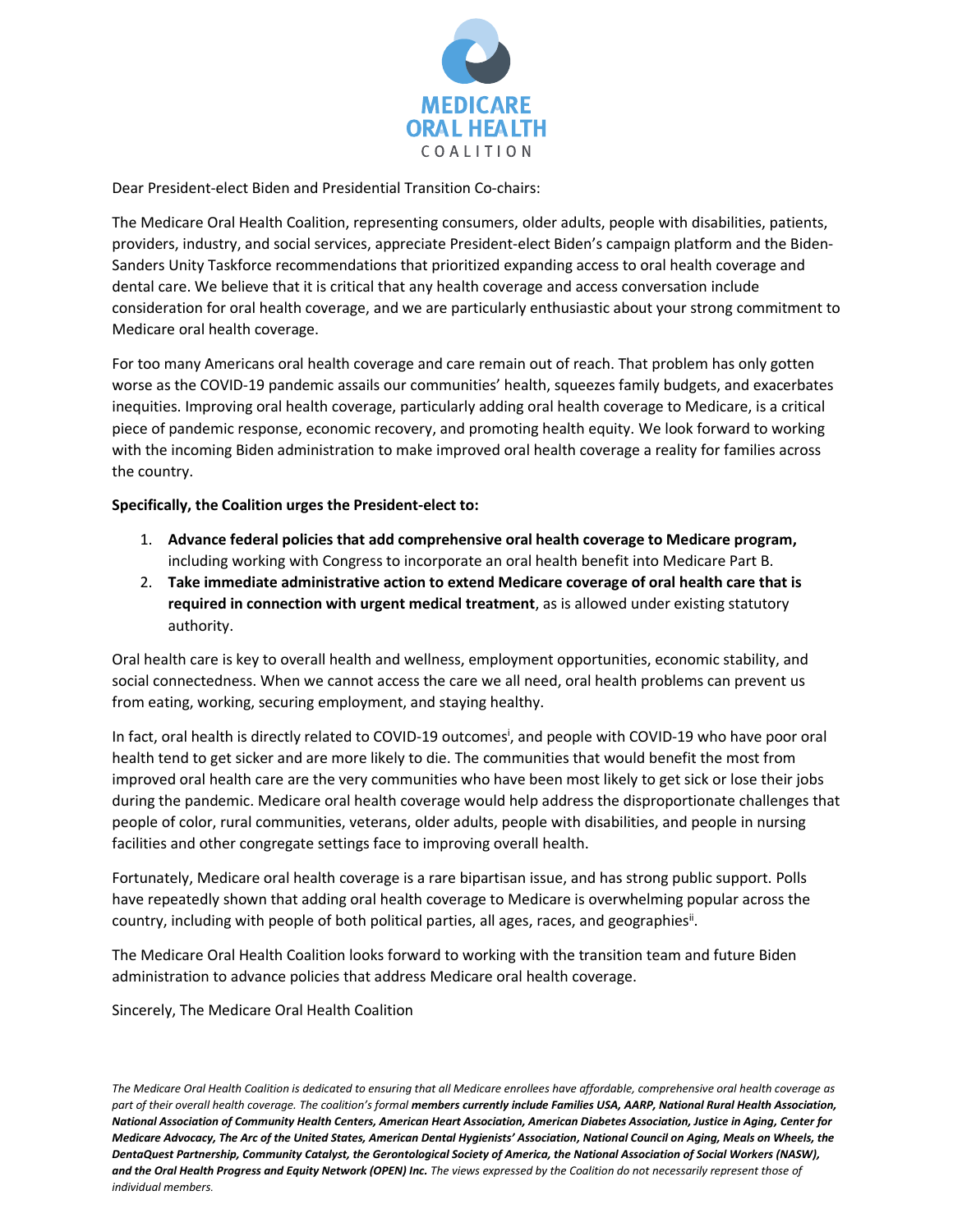**MEDICARE ORAL HEALTH COALITION**

Dear President-elect Biden and Presidential Transition Co-chairs:

The Medicare Oral Health Coalition, representing consumers, older adults, people with disabilities, patients, providers, industry, and social services, appreciate President-elect Biden's campaign platform and the Biden-Sanders Unity Taskforce recommendations that prioritized expanding access to oral health coverage and dental care. We believe that it is critical that any health coverage and access conversation include consideration for oral health coverage, and we are particularly enthusiastic about your strong commitment to Medicare oral health coverage.

For too many Americans oral health coverage and care remain out of reach. That problem has only gotten worse as the COVID-19 pandemic assails our communities' health, squeezes family budgets, and exacerbates inequities. Improving oral health coverage, particularly adding oral health coverage to Medicare, is a critical piece of pandemic response, economic recovery, and promoting health equity. We look forward to working with the incoming Biden administration to make improved oral health coverage a reality for families across the country.

**Specifically, the Coalition urges the President-elect to:**

1. **Advance federal policies that add comprehensive oral health coverage to Medicare program,** including working with Congress to incorporate an oral health benefit into Medicare Part B.
2. **Take immediate administrative action to extend Medicare coverage of oral health care that is required in connection with urgent medical treatment**, as is allowed under existing statutory authority.

Oral health care is key to overall health and wellness, employment opportunities, economic stability, and social connectedness. When we cannot access the care we all need, oral health problems can prevent us from eating, working, securing employment, and staying healthy.

In fact, oral health is directly related to COVID-19 outcomes[i], and people with COVID-19 who have poor oral health tend to get sicker and are more likely to die. The communities that would benefit the most from improved oral health care are the very communities who have been most likely to get sick or lose their jobs during the pandemic. Medicare oral health coverage would help address the disproportionate challenges that people of color, rural communities, veterans, older adults, people with disabilities, and people in nursing facilities and other congregate settings face to improving overall health.

Fortunately, Medicare oral health coverage is a rare bipartisan issue, and has strong public support. Polls have repeatedly shown that adding oral health coverage to Medicare is overwhelming popular across the country, including with people of both political parties, all ages, races, and geographies[ii].

The Medicare Oral Health Coalition looks forward to working with the transition team and future Biden administration to advance policies that address Medicare oral health coverage.

Sincerely, The Medicare Oral Health Coalition

*The Medicare Oral Health Coalition is dedicated to ensuring that all Medicare enrollees have affordable, comprehensive oral health coverage as part of their overall health coverage. The coalition's formal* ***members currently include Families USA, AARP, National Rural Health Association, National Association of Community Health Centers, American Heart Association, American Diabetes Association, Justice in Aging, Center for Medicare Advocacy, The Arc of the United States, American Dental Hygienists' Association, National Council on Aging, Meals on Wheels, the DentaQuest Partnership, Community Catalyst, the Gerontological Society of America, the National Association of Social Workers (NASW), and the Oral Health Progress and Equity Network (OPEN) Inc.*** *The views expressed by the Coalition do not necessarily represent those of individual members.*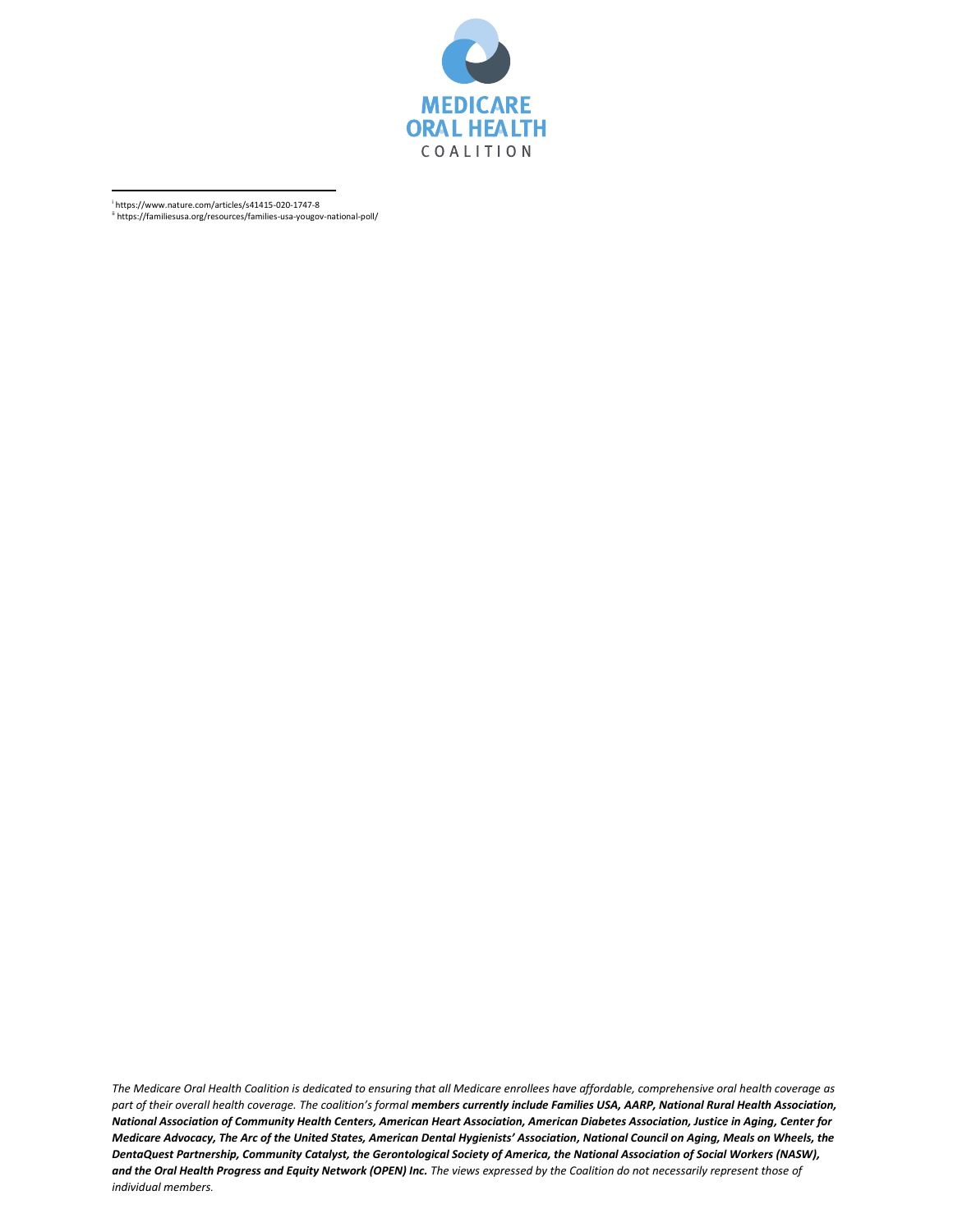**MEDICARE ORAL HEALTH COALITION**

---

[i] https://www.nature.com/articles/s41415-020-1747-8

[ii] https://familiesusa.org/resources/families-usa-yougov-national-poll/

*The Medicare Oral Health Coalition is dedicated to ensuring that all Medicare enrollees have affordable, comprehensive oral health coverage as part of their overall health coverage. The coalition's formal* ***members currently include Families USA, AARP, National Rural Health Association, National Association of Community Health Centers, American Heart Association, American Diabetes Association, Justice in Aging, Center for Medicare Advocacy, The Arc of the United States, American Dental Hygienists' Association, National Council on Aging, Meals on Wheels, the DentaQuest Partnership, Community Catalyst, the Gerontological Society of America, the National Association of Social Workers (NASW), and the Oral Health Progress and Equity Network (OPEN) Inc.*** *The views expressed by the Coalition do not necessarily represent those of individual members.*